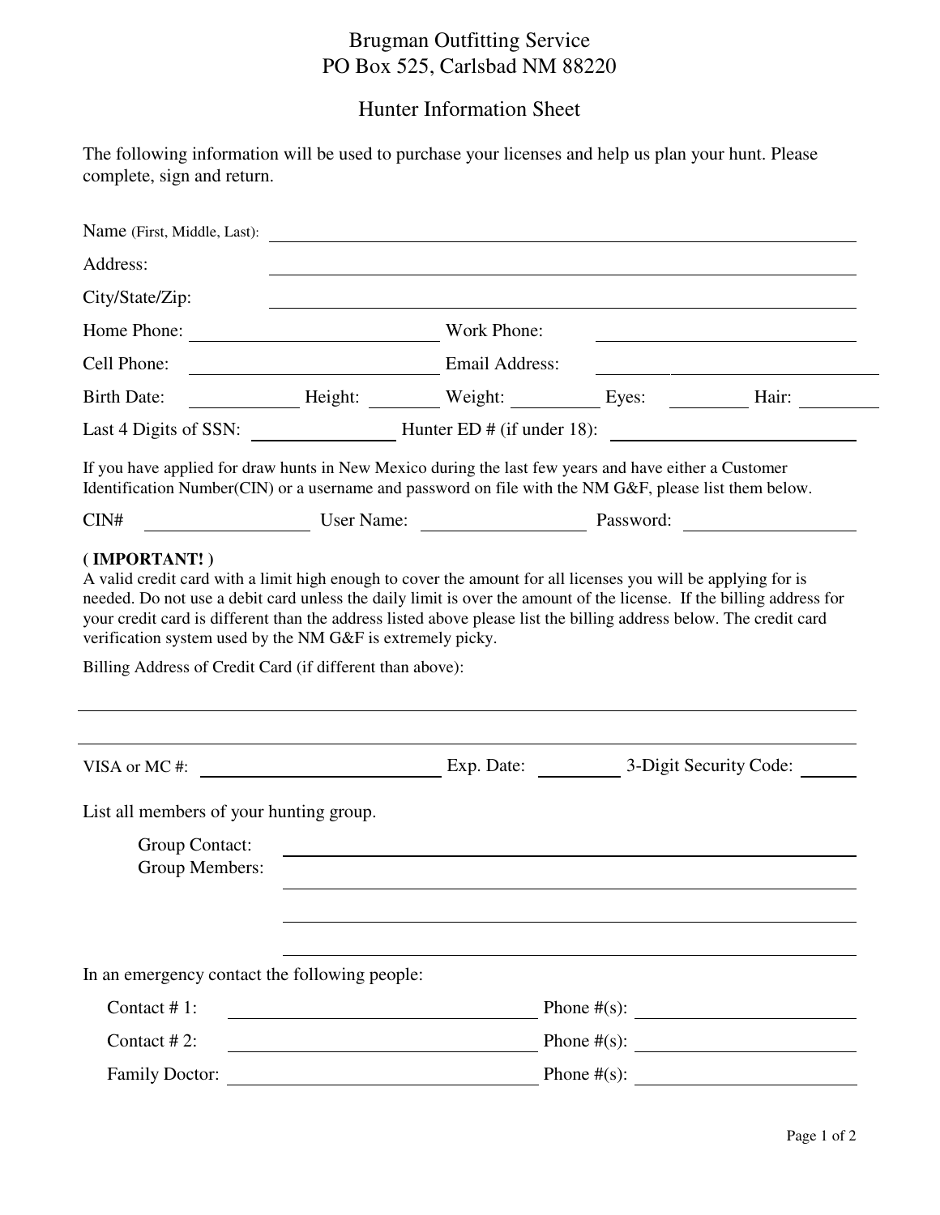# Brugman Outfitting Service

PO Box 525, Carlsbad NM 88220

## Hunter Information Sheet

The following information will be used to purchase your licenses and help us plan your hunt. Please complete, sign and return.

Name (First, Middle, Last): ______________________________

Address: ______________________________

City/State/Zip: ______________________________

Home Phone: ______________ Work Phone: ______________

Cell Phone: ______________ Email Address: ______________

Birth Date: ________ Height: ______ Weight: ______ Eyes: ______ Hair: ______

Last 4 Digits of SSN: ____________ Hunter ED # (if under 18): ______________

If you have applied for draw hunts in New Mexico during the last few years and have either a Customer Identification Number(CIN) or a username and password on file with the NM G&F, please list them below.

CIN# ____________ User Name: ____________ Password: ____________

**( IMPORTANT! )**
A valid credit card with a limit high enough to cover the amount for all licenses you will be applying for is needed. Do not use a debit card unless the daily limit is over the amount of the license. If the billing address for your credit card is different than the address listed above please list the billing address below. The credit card verification system used by the NM G&F is extremely picky.

Billing Address of Credit Card (if different than above):

______________________________

______________________________

VISA or MC #: ______________ Exp. Date: ________ 3-Digit Security Code: ______

List all members of your hunting group.

Group Contact: ______________________________
Group Members: ______________________________

______________________________

______________________________

In an emergency contact the following people:

Contact # 1: ______________ Phone #(s): ______________

Contact # 2: ______________ Phone #(s): ______________

Family Doctor: ______________ Phone #(s): ______________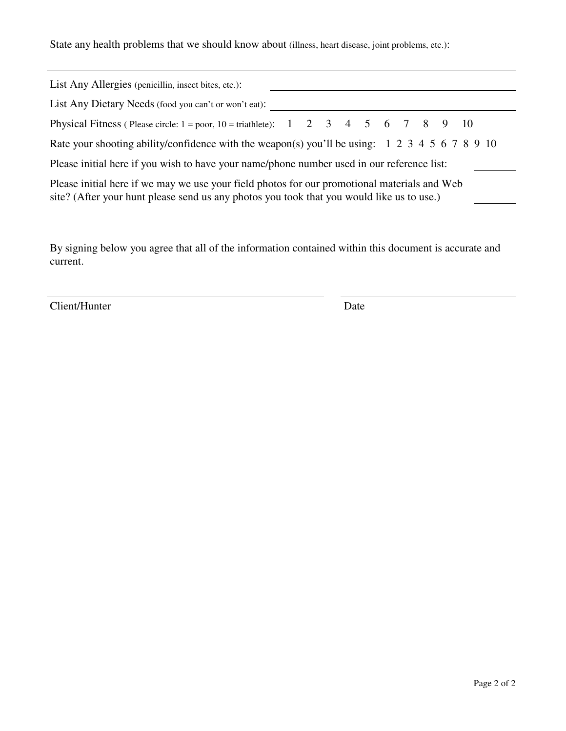State any health problems that we should know about (illness, heart disease, joint problems, etc.):

______________________________________________________________________________

List Any Allergies (penicillin, insect bites, etc.): ______________________________________

List Any Dietary Needs (food you can't or won't eat): ______________________________________

Physical Fitness ( Please circle: 1 = poor, 10 = triathlete): 1 2 3 4 5 6 7 8 9 10

Rate your shooting ability/confidence with the weapon(s) you'll be using: 1 2 3 4 5 6 7 8 9 10

Please initial here if you wish to have your name/phone number used in our reference list: ________

Please initial here if we may we use your field photos for our promotional materials and Web site? (After your hunt please send us any photos you took that you would like us to use.) ________

By signing below you agree that all of the information contained within this document is accurate and current.

______________________________________ ______________________________

Client/Hunter Date